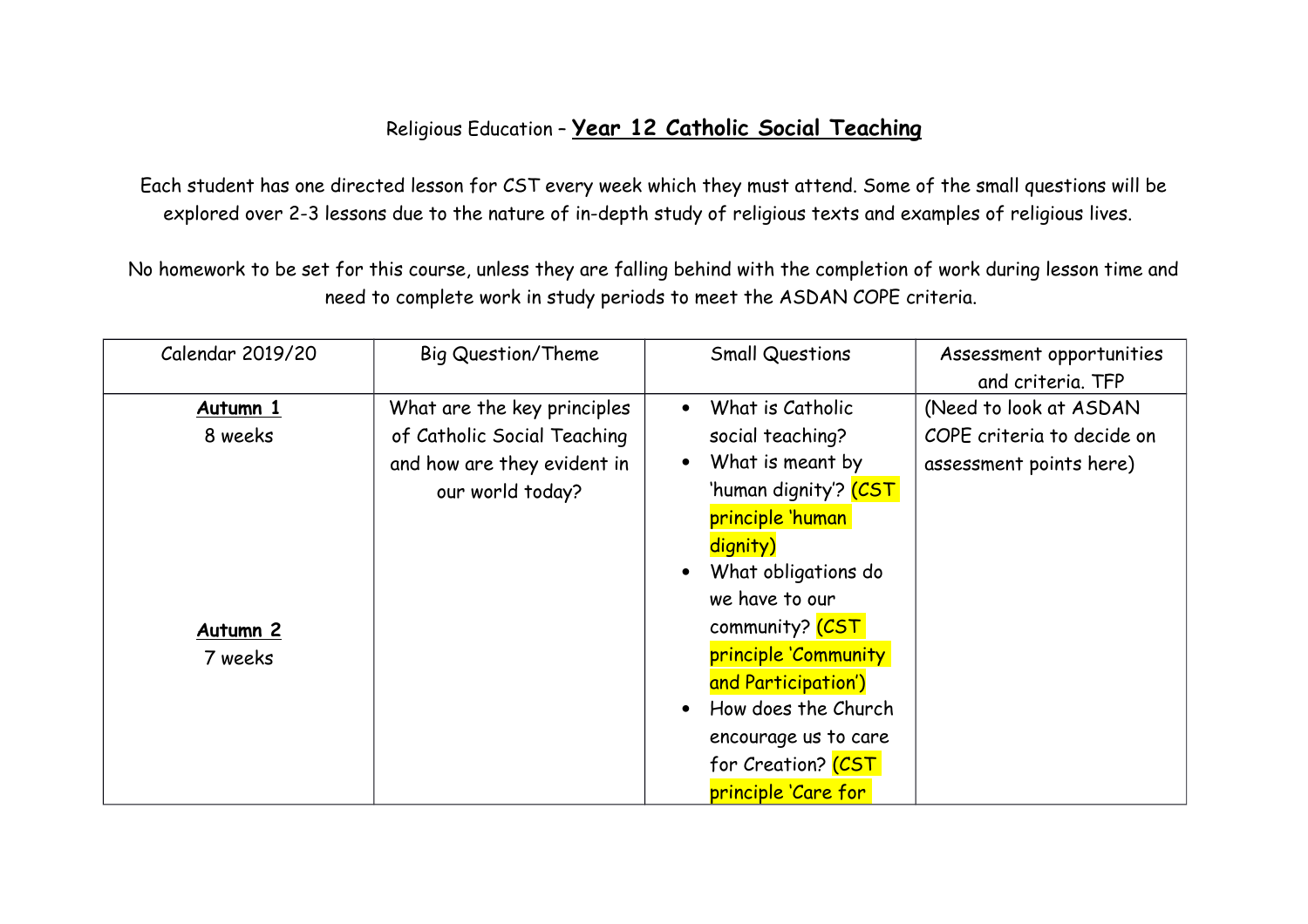Religious Education – **Year 12 Catholic Social Teaching**

Each student has one directed lesson for CST every week which they must attend. Some of the small questions will be explored over 2-3 lessons due to the nature of in-depth study of religious texts and examples of religious lives.

No homework to be set for this course, unless they are falling behind with the completion of work during lesson time and need to complete work in study periods to meet the ASDAN COPE criteria.

| Calendar 2019/20 | Big Question/Theme | Small Questions | Assessment opportunities and criteria. TFP |
|---|---|---|---|
| **Autumn 1**<br>8 weeks<br><br>**Autumn 2**<br>7 weeks | What are the key principles of Catholic Social Teaching and how are they evident in our world today? | • What is Catholic social teaching?<br>• What is meant by 'human dignity'? (CST principle 'human dignity)<br>• What obligations do we have to our community? (CST principle 'Community and Participation')<br>• How does the Church encourage us to care for Creation? (CST principle 'Care for | (Need to look at ASDAN COPE criteria to decide on assessment points here) |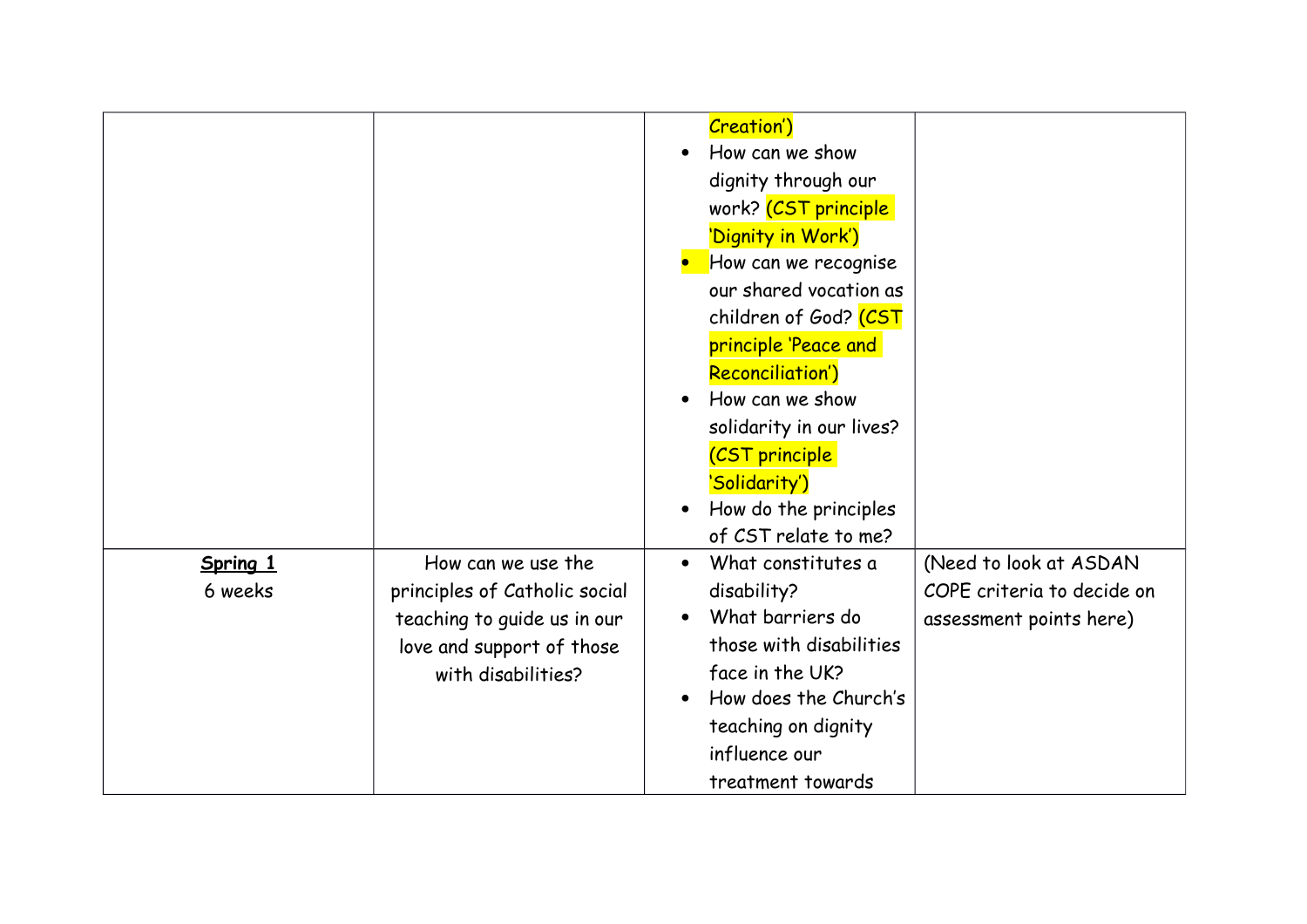| | | | |
|---|---|---|---|
| | | Creation')<br>• How can we show dignity through our work? (CST principle 'Dignity in Work')<br>• How can we recognise our shared vocation as children of God? (CST principle 'Peace and Reconciliation')<br>• How can we show solidarity in our lives? (CST principle 'Solidarity')<br>• How do the principles of CST relate to me? | |
| **Spring 1**<br>6 weeks | How can we use the principles of Catholic social teaching to guide us in our love and support of those with disabilities? | • What constitutes a disability?<br>• What barriers do those with disabilities face in the UK?<br>• How does the Church's teaching on dignity influence our treatment towards | (Need to look at ASDAN COPE criteria to decide on assessment points here) |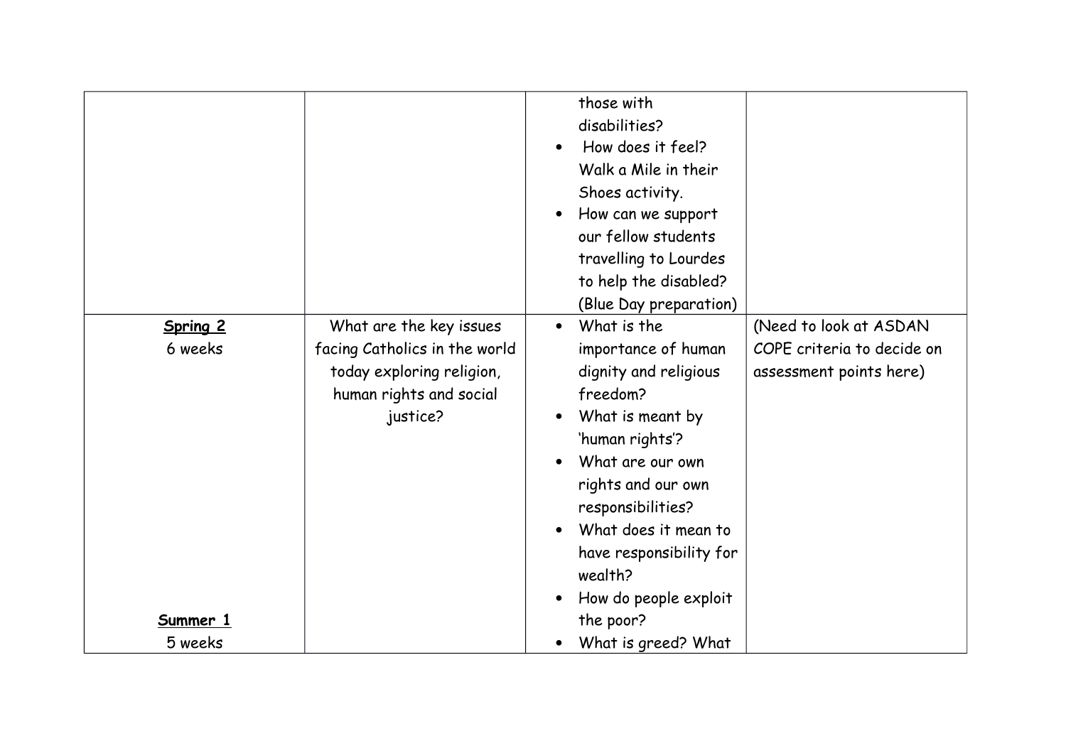| | | | |
|---|---|---|---|
| | | • those with disabilities?<br>• How does it feel? Walk a Mile in their Shoes activity.<br>• How can we support our fellow students travelling to Lourdes to help the disabled? (Blue Day preparation) | |
| **Spring 2**<br>6 weeks<br><br><br><br><br><br><br><br><br><br><br><br>**Summer 1**<br>5 weeks | What are the key issues facing Catholics in the world today exploring religion, human rights and social justice? | • What is the importance of human dignity and religious freedom?<br>• What is meant by 'human rights'?<br>• What are our own rights and our own responsibilities?<br>• What does it mean to have responsibility for wealth?<br>• How do people exploit the poor?<br>• What is greed? What | (Need to look at ASDAN COPE criteria to decide on assessment points here) |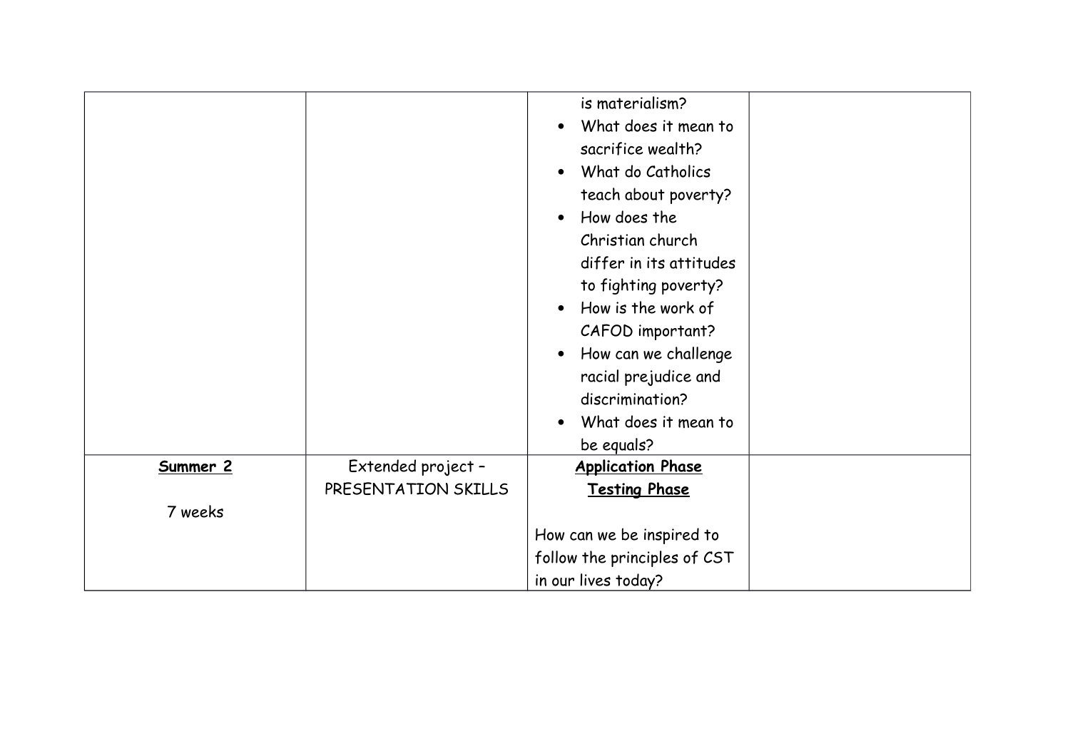| | | | |
|---|---|---|---|
| | | is materialism?<br>• What does it mean to sacrifice wealth?<br>• What do Catholics teach about poverty?<br>• How does the Christian church differ in its attitudes to fighting poverty?<br>• How is the work of CAFOD important?<br>• How can we challenge racial prejudice and discrimination?<br>• What does it mean to be equals? | |
| **Summer 2**<br><br>7 weeks | Extended project – PRESENTATION SKILLS | **Application Phase**<br>**Testing Phase**<br><br>How can we be inspired to follow the principles of CST in our lives today? | |